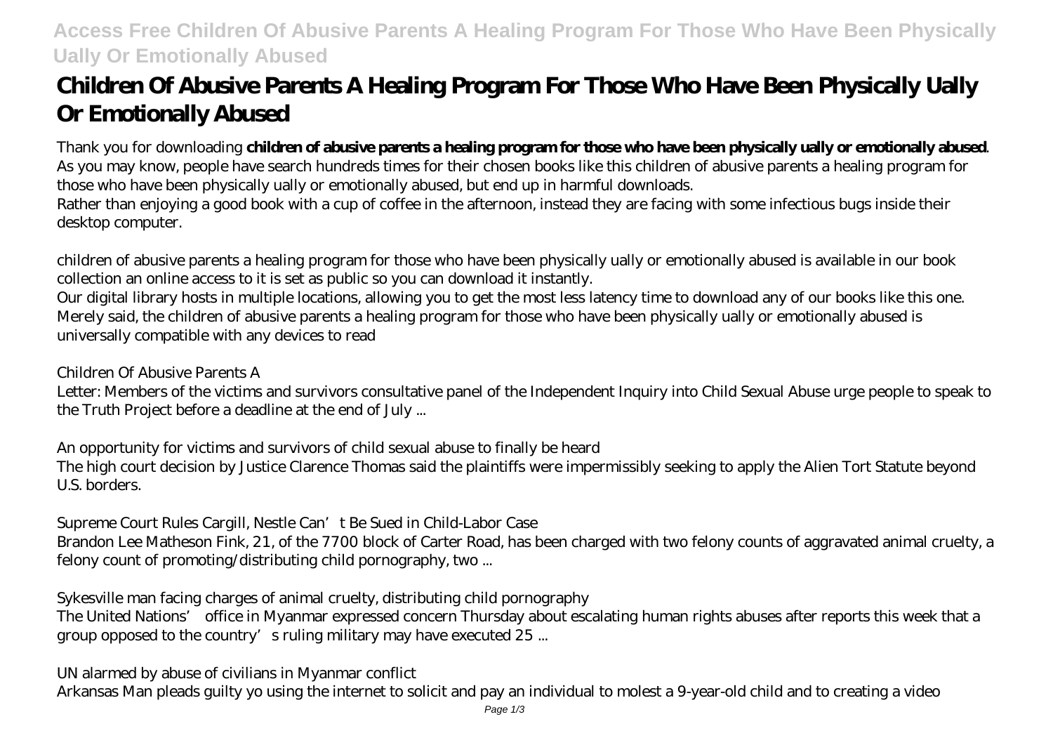# Children Of Abusive Parents A Healing Program For Those Who Have Been Physically Ually Or Emotionally Abused

Thank you for downloading **children of abusive parents a healing program for those who have been physically ually or emotionally abused**. As you may know, people have search hundreds times for their chosen books like this children of abusive parents a healing program for those who have been physically ually or emotionally abused, but end up in harmful downloads.
Rather than enjoying a good book with a cup of coffee in the afternoon, instead they are facing with some infectious bugs inside their desktop computer.

children of abusive parents a healing program for those who have been physically ually or emotionally abused is available in our book collection an online access to it is set as public so you can download it instantly.
Our digital library hosts in multiple locations, allowing you to get the most less latency time to download any of our books like this one.
Merely said, the children of abusive parents a healing program for those who have been physically ually or emotionally abused is universally compatible with any devices to read

*Children Of Abusive Parents A*
Letter: Members of the victims and survivors consultative panel of the Independent Inquiry into Child Sexual Abuse urge people to speak to the Truth Project before a deadline at the end of July ...

*An opportunity for victims and survivors of child sexual abuse to finally be heard*
The high court decision by Justice Clarence Thomas said the plaintiffs were impermissibly seeking to apply the Alien Tort Statute beyond U.S. borders.

*Supreme Court Rules Cargill, Nestle Can't Be Sued in Child-Labor Case*
Brandon Lee Matheson Fink, 21, of the 7700 block of Carter Road, has been charged with two felony counts of aggravated animal cruelty, a felony count of promoting/distributing child pornography, two ...

*Sykesville man facing charges of animal cruelty, distributing child pornography*
The United Nations' office in Myanmar expressed concern Thursday about escalating human rights abuses after reports this week that a group opposed to the country's ruling military may have executed 25 ...

*UN alarmed by abuse of civilians in Myanmar conflict*
Arkansas Man pleads guilty yo using the internet to solicit and pay an individual to molest a 9-year-old child and to creating a video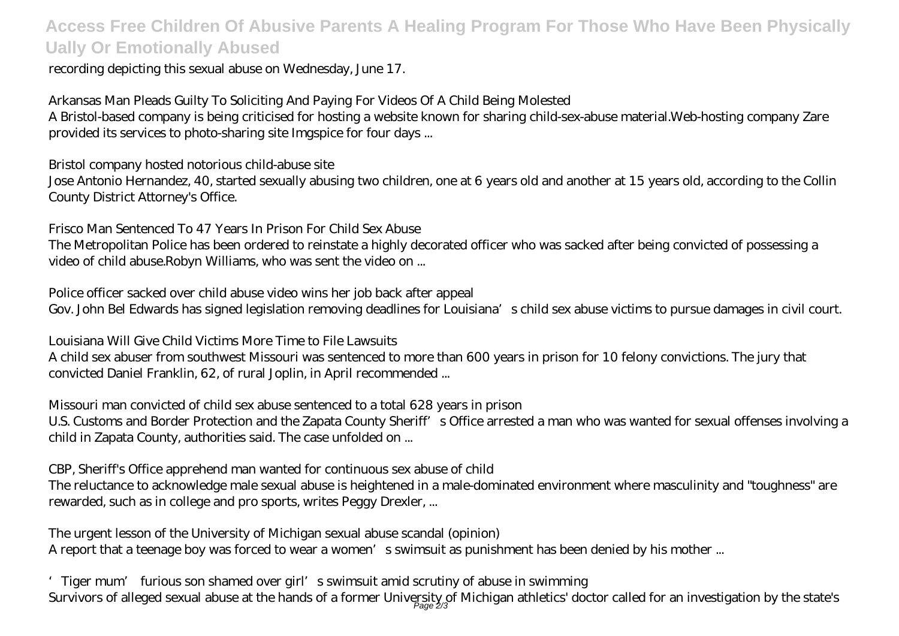recording depicting this sexual abuse on Wednesday, June 17.

*Arkansas Man Pleads Guilty To Soliciting And Paying For Videos Of A Child Being Molested*

A Bristol-based company is being criticised for hosting a website known for sharing child-sex-abuse material.Web-hosting company Zare provided its services to photo-sharing site Imgspice for four days ...

*Bristol company hosted notorious child-abuse site*

Jose Antonio Hernandez, 40, started sexually abusing two children, one at 6 years old and another at 15 years old, according to the Collin County District Attorney's Office.

*Frisco Man Sentenced To 47 Years In Prison For Child Sex Abuse*

The Metropolitan Police has been ordered to reinstate a highly decorated officer who was sacked after being convicted of possessing a video of child abuse.Robyn Williams, who was sent the video on ...

*Police officer sacked over child abuse video wins her job back after appeal*

Gov. John Bel Edwards has signed legislation removing deadlines for Louisiana's child sex abuse victims to pursue damages in civil court.

*Louisiana Will Give Child Victims More Time to File Lawsuits*

A child sex abuser from southwest Missouri was sentenced to more than 600 years in prison for 10 felony convictions. The jury that convicted Daniel Franklin, 62, of rural Joplin, in April recommended ...

*Missouri man convicted of child sex abuse sentenced to a total 628 years in prison*

U.S. Customs and Border Protection and the Zapata County Sheriff's Office arrested a man who was wanted for sexual offenses involving a child in Zapata County, authorities said. The case unfolded on ...

*CBP, Sheriff's Office apprehend man wanted for continuous sex abuse of child*

The reluctance to acknowledge male sexual abuse is heightened in a male-dominated environment where masculinity and "toughness" are rewarded, such as in college and pro sports, writes Peggy Drexler, ...

*The urgent lesson of the University of Michigan sexual abuse scandal (opinion)*

A report that a teenage boy was forced to wear a women's swimsuit as punishment has been denied by his mother ...

*'Tiger mum' furious son shamed over girl's swimsuit amid scrutiny of abuse in swimming*

Survivors of alleged sexual abuse at the hands of a former University of Michigan athletics' doctor called for an investigation by the state's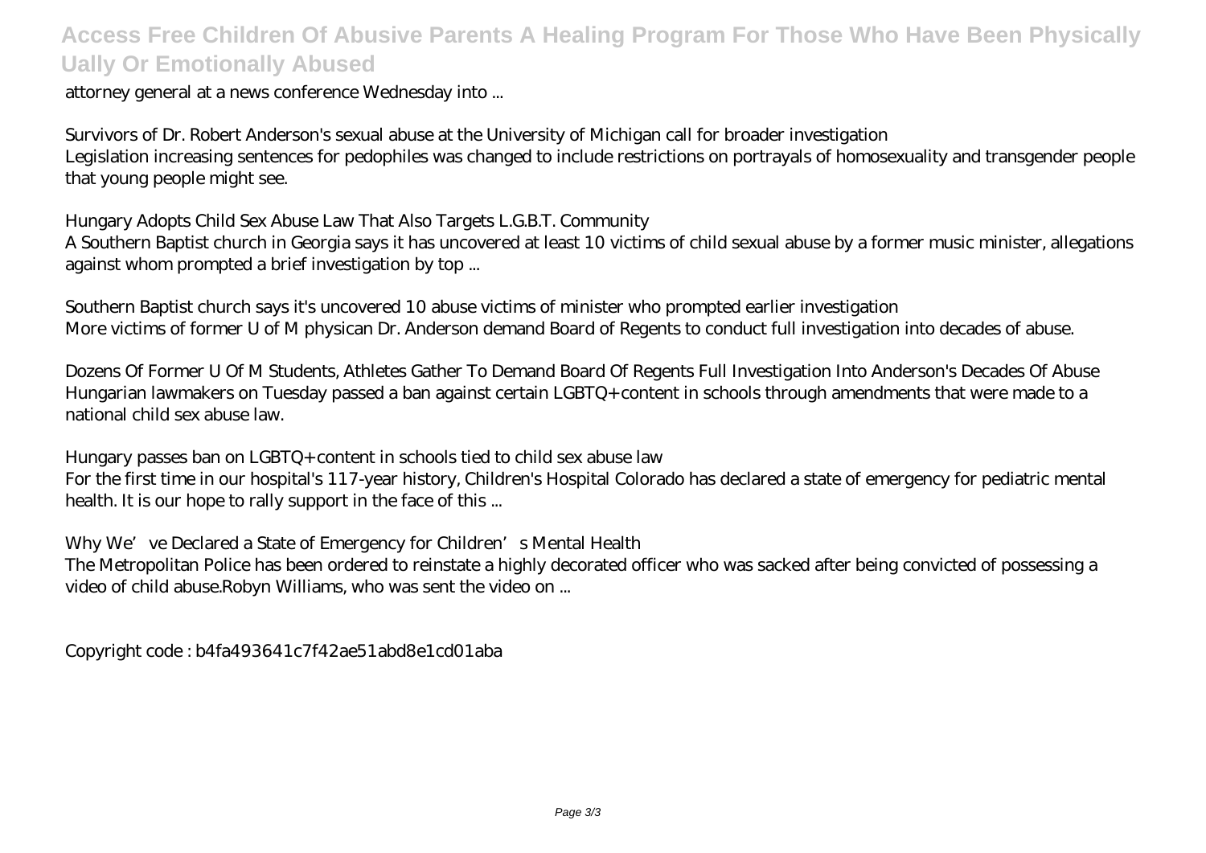attorney general at a news conference Wednesday into ...

*Survivors of Dr. Robert Anderson's sexual abuse at the University of Michigan call for broader investigation*
Legislation increasing sentences for pedophiles was changed to include restrictions on portrayals of homosexuality and transgender people that young people might see.

*Hungary Adopts Child Sex Abuse Law That Also Targets L.G.B.T. Community*
A Southern Baptist church in Georgia says it has uncovered at least 10 victims of child sexual abuse by a former music minister, allegations against whom prompted a brief investigation by top ...

*Southern Baptist church says it's uncovered 10 abuse victims of minister who prompted earlier investigation*
More victims of former U of M physican Dr. Anderson demand Board of Regents to conduct full investigation into decades of abuse.

*Dozens Of Former U Of M Students, Athletes Gather To Demand Board Of Regents Full Investigation Into Anderson's Decades Of Abuse*
Hungarian lawmakers on Tuesday passed a ban against certain LGBTQ+ content in schools through amendments that were made to a national child sex abuse law.

*Hungary passes ban on LGBTQ+ content in schools tied to child sex abuse law*
For the first time in our hospital's 117-year history, Children's Hospital Colorado has declared a state of emergency for pediatric mental health. It is our hope to rally support in the face of this ...

*Why We've Declared a State of Emergency for Children's Mental Health*
The Metropolitan Police has been ordered to reinstate a highly decorated officer who was sacked after being convicted of possessing a video of child abuse.Robyn Williams, who was sent the video on ...

Copyright code : b4fa493641c7f42ae51abd8e1cd01aba